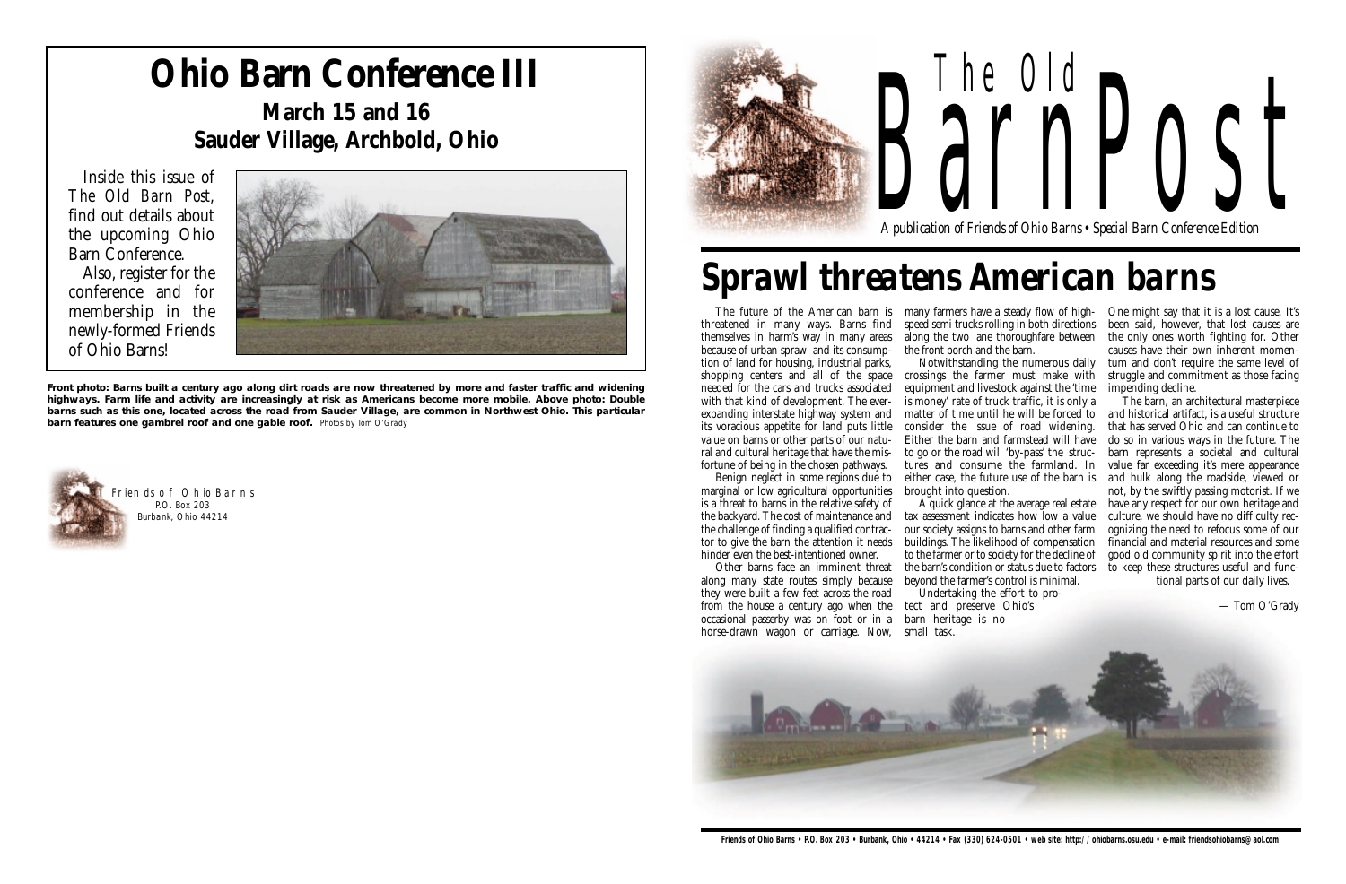# Ohio Barn Conference III

## March 15 and 16
## Sauder Village, Archbold, Ohio

Inside this issue of *The Old Barn Post*, find out details about the upcoming Ohio Barn Conference.

Also, register for the conference and for membership in the newly-formed Friends of Ohio Barns!

**Front photo: Barns built a century ago along dirt roads are now threatened by more and faster traffic and widening highways. Farm life and activity are increasingly at risk as Americans become more mobile. Above photo: Double barns such as this one, located across the road from Sauder Village, are common in Northwest Ohio. This particular barn features one gambrel roof and one gable roof.** Photos by Tom O'Grady

Friends of Ohio Barns
P.O. Box 203
Burbank, Ohio 44214

# The Old Barn Post

*A publication of Friends of Ohio Barns • Special Barn Conference Edition*

# Sprawl threatens American barns

The future of the American barn is threatened in many ways. Barns find themselves in harm's way in many areas because of urban sprawl and its consumption of land for housing, industrial parks, shopping centers and all of the space needed for the cars and trucks associated with that kind of development. The ever-expanding interstate highway system and its voracious appetite for land puts little value on barns or other parts of our natural and cultural heritage that have the misfortune of being in the chosen pathways.

Benign neglect in some regions due to marginal or low agricultural opportunities is a threat to barns in the relative safety of the backyard. The cost of maintenance and the challenge of finding a qualified contractor to give the barn the attention it needs hinder even the best-intentioned owner.

Other barns face an imminent threat along many state routes simply because they were built a few feet across the road from the house a century ago when the occasional passerby was on foot or in a horse-drawn wagon or carriage. Now, many farmers have a steady flow of high-speed semi trucks rolling in both directions along the two lane thoroughfare between the front porch and the barn.

Notwithstanding the numerous daily crossings the farmer must make with equipment and livestock against the 'time is money' rate of truck traffic, it is only a matter of time until he will be forced to consider the issue of road widening. Either the barn and farmstead will have to go or the road will 'by-pass' the structures and consume the farmland. In either case, the future use of the barn is brought into question.

A quick glance at the average real estate tax assessment indicates how low a value our society assigns to barns and other farm buildings. The likelihood of compensation to the farmer or to society for the decline of the barn's condition or status due to factors beyond the farmer's control is minimal.

Undertaking the effort to protect and preserve Ohio's barn heritage is no small task. One might say that it is a lost cause. It's been said, however, that lost causes are the only ones worth fighting for. Other causes have their own inherent momentum and don't require the same level of struggle and commitment as those facing impending decline.

The barn, an architectural masterpiece and historical artifact, is a useful structure that has served Ohio and can continue to do so in various ways in the future. The barn represents a societal and cultural value far exceeding it's mere appearance and hulk along the roadside, viewed or not, by the swiftly passing motorist. If we have any respect for our own heritage and culture, we should have no difficulty recognizing the need to refocus some of our financial and material resources and some good old community spirit into the effort to keep these structures useful and functional parts of our daily lives.

— Tom O'Grady

**Friends of Ohio Barns • P.O. Box 203 • Burbank, Ohio • 44214 • Fax (330) 624-0501 • web site: http://ohiobarns.osu.edu • e-mail: friendsohiobarns@aol.com**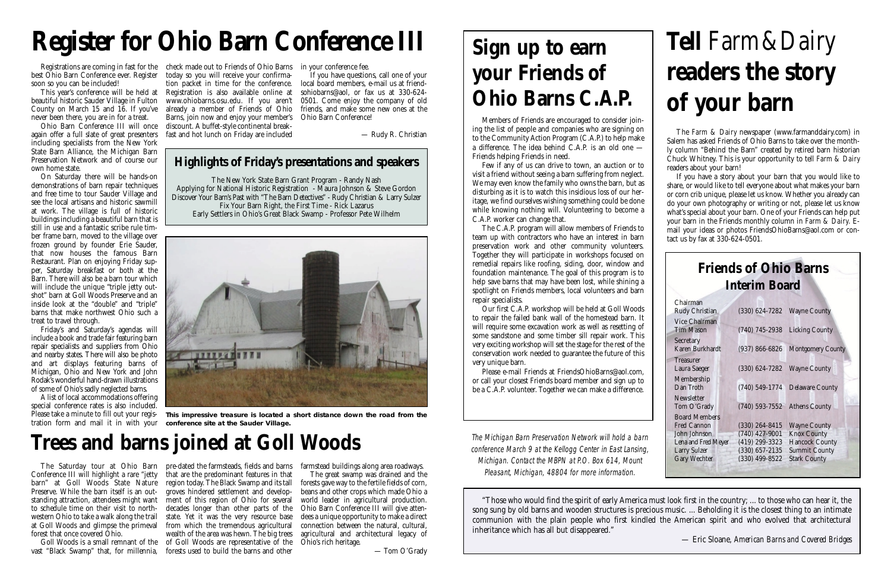# Register for Ohio Barn Conference III

Registrations are coming in fast for the best Ohio Barn Conference ever. Register soon so you can be included!

This year's conference will be held at beautiful historic Sauder Village in Fulton County on March 15 and 16. If you've never been there, you are in for a treat.

Ohio Barn Conference III will once again offer a full slate of great presenters including specialists from the New York State Barn Alliance, the Michigan Barn Preservation Network and of course our own home state.

On Saturday there will be hands-on demonstrations of barn repair techniques and free time to tour Sauder Village and see the local artisans and historic sawmill at work. The village is full of historic buildings including a beautiful barn that is still in use and a fantastic scribe rule timber frame barn, moved to the village over frozen ground by founder Erie Sauder, that now houses the famous Barn Restaurant. Plan on enjoying Friday supper, Saturday breakfast or both at the Barn. There will also be a barn tour which will include the unique "triple jetty outshot" barn at Goll Woods Preserve and an inside look at the "double" and "triple" barns that make northwest Ohio such a treat to travel through.

Friday's and Saturday's agendas will include a book and trade fair featuring barn repair specialists and suppliers from Ohio and nearby states. There will also be photo and art displays featuring barns of Michigan, Ohio and New York and John Rodak's wonderful hand-drawn illustrations of some of Ohio's sadly neglected barns.

A list of local accommodations offering special conference rates is also included. Please take a minute to fill out your registration form and mail it in with your check made out to Friends of Ohio Barns today so you will receive your confirmation packet in time for the conference. Registration is also available online at www.ohiobarns.osu.edu. If you aren't already a member of Friends of Ohio Barns, join now and enjoy your member's discount. A buffet-style continental breakfast and hot lunch on Friday are included in your conference fee.

If you have questions, call one of your local board members, e-mail us at friendsohiobarns@aol, or fax us at 330-624-0501. Come enjoy the company of old friends, and make some new ones at the Ohio Barn Conference!

— Rudy R. Christian

### Highlights of Friday's presentations and speakers

The New York State Barn Grant Program - Randy Nash
Applying for National Historic Registration - Maura Johnson & Steve Gordon
Discover Your Barn's Past with "The Barn Detectives" - Rudy Christian & Larry Sulzer
Fix Your Barn Right, the First Time - Rick Lazarus
Early Settlers in Ohio's Great Black Swamp - Professor Pete Wilhelm

**This impressive treasure is located a short distance down the road from the conference site at the Sauder Village.**

# Trees and barns joined at Goll Woods

The Saturday tour at Ohio Barn Conference III will highlight a rare "jetty barn" at Goll Woods State Nature Preserve. While the barn itself is an outstanding attraction, attendees might want to schedule time on their visit to northwestern Ohio to take a walk along the trail at Goll Woods and glimpse the primeval forest that once covered Ohio.

Goll Woods is a small remnant of the vast "Black Swamp" that, for millennia, pre-dated the farmsteads, fields and barns that are the predominant features in that region today. The Black Swamp and its tall groves hindered settlement and development of this region of Ohio for several decades longer than other parts of the state. Yet it was the very resource base from which the tremendous agricultural wealth of the area was hewn. The big trees of Goll Woods are representative of the forests used to build the barns and other farmstead buildings along area roadways.

The great swamp was drained and the forests gave way to the fertile fields of corn, beans and other crops which made Ohio a world leader in agricultural production. Ohio Barn Conference III will give attendees a unique opportunity to make a direct connection between the natural, cultural, agricultural and architectural legacy of Ohio's rich heritage.

— Tom O'Grady

# Sign up to earn your Friends of Ohio Barns C.A.P.

Members of Friends are encouraged to consider joining the list of people and companies who are signing on to the Community Action Program (C.A.P.) to help make a difference. The idea behind C.A.P. is an old one — Friends helping Friends in need.

Few if any of us can drive to town, an auction or to visit a friend without seeing a barn suffering from neglect. We may even know the family who owns the barn, but as disturbing as it is to watch this insidious loss of our heritage, we find ourselves wishing something could be done while knowing nothing will. Volunteering to become a C.A.P. worker can change that.

The C.A.P. program will allow members of Friends to team up with contractors who have an interest in barn preservation work and other community volunteers. Together they will participate in workshops focused on remedial repairs like roofing, siding, door, window and foundation maintenance. The goal of this program is to help save barns that may have been lost, while shining a spotlight on Friends members, local volunteers and barn repair specialists.

Our first C.A.P. workshop will be held at Goll Woods to repair the failed bank wall of the homestead barn. It will require some excavation work as well as resetting of some sandstone and some timber sill repair work. This very exciting workshop will set the stage for the rest of the conservation work needed to guarantee the future of this very unique barn.

Please e-mail Friends at FriendsOhioBarns@aol.com, or call your closest Friends board member and sign up to be a C.A.P. volunteer. Together we can make a difference.

*The Michigan Barn Preservation Network will hold a barn conference March 9 at the Kellogg Center in East Lansing, Michigan. Contact the MBPN at P.O. Box 614, Mount Pleasant, Michigan, 48804 for more information.*

# Tell *Farm & Dairy* readers the story of your barn

The *Farm & Dairy* newspaper (www.farmanddairy.com) in Salem has asked Friends of Ohio Barns to take over the monthly column "Behind the Barn" created by retired barn historian Chuck Whitney. This is your opportunity to tell *Farm & Dairy* readers about your barn!

If you have a story about your barn that you would like to share, or would like to tell everyone about what makes your barn or corn crib unique, please let us know. Whether you already can do your own photography or writing or not, please let us know what's special about your barn. One of your Friends can help put your barn in the Friends monthly column in *Farm & Dairy*. E-mail your ideas or photos FriendsOhioBarns@aol.com or contact us by fax at 330-624-0501.

## Friends of Ohio Barns Interim Board

| | | |
|---|---|---|
| **Chairman** | | |
| Rudy Christian | (330) 624-7282 | Wayne County |
| **Vice Chairman** | | |
| Tim Mason | (740) 745-2938 | Licking County |
| **Secretary** | | |
| Karen Burkhardt | (937) 866-6826 | Montgomery County |
| **Treasurer** | | |
| Laura Saeger | (330) 624-7282 | Wayne County |
| **Membership** | | |
| Dan Troth | (740) 549-1774 | Delaware County |
| **Newsletter** | | |
| Tom O'Grady | (740) 593-7552 | Athens County |
| **Board Members** | | |
| Fred Cannon | (330) 264-8415 | Wayne County |
| John Johnson | (740) 427-9001 | Knox County |
| Lena and Fred Meyer | (419) 299-3323 | Hancock County |
| Larry Sulzer | (330) 657-2135 | Summit County |
| Gary Wechter | (330) 499-8522 | Stark County |

"Those who would find the spirit of early America must look first in the country; ... to those who can hear it, the song sung by old barns and wooden structures is precious music. ... Beholding it is the closest thing to an intimate communion with the plain people who first kindled the American spirit and who evolved that architectural inheritance which has all but disappeared."

— Eric Sloane, *American Barns and Covered Bridges*